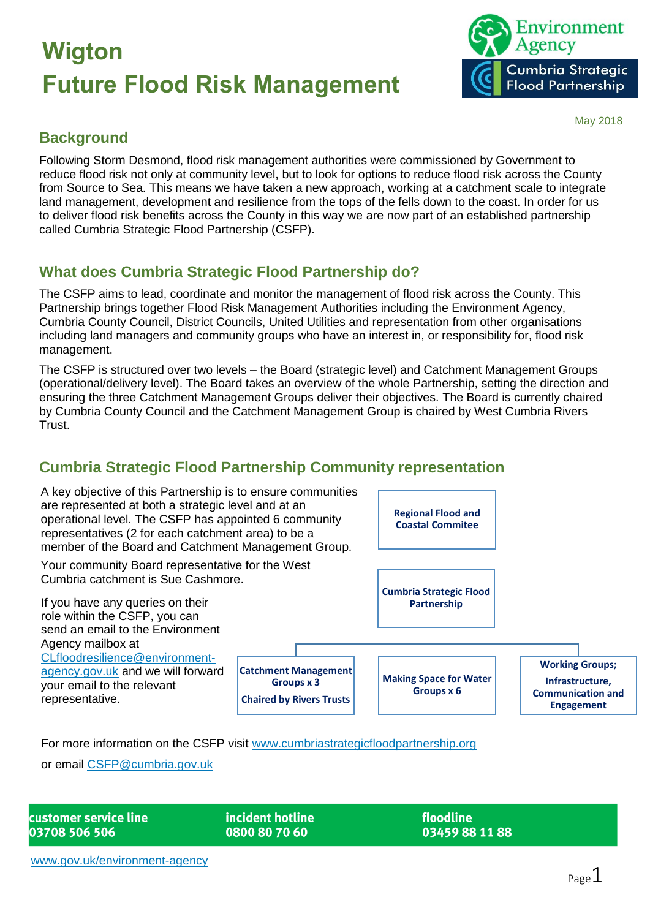# Wigton Future Flood Risk Management

May 2018

## Background

Following Storm Desmond, flood risk management authorities were commissioned by Government to reduce flood risk not only at community level, but to look for options to reduce flood risk across the County from Source to Sea. This means we have taken a new approach, working at a catchment scale to integrate land management, development and resilience from the tops of the fells down to the coast. In order for us to deliver flood risk benefits across the County in this way we are now part of an established partnership called Cumbria Strategic Flood Partnership (CSFP).

## What does Cumbria Strategic Flood Partnership do?

The CSFP aims to lead, coordinate and monitor the management of flood risk across the County. This Partnership brings together Flood Risk Management Authorities including the Environment Agency, Cumbria County Council, District Councils, United Utilities and representation from other organisations including land managers and community groups who have an interest in, or responsibility for, flood risk management.

The CSFP is structured over two levels – the Board (strategic level) and Catchment Management Groups (operational/delivery level). The Board takes an overview of the whole Partnership, setting the direction and ensuring the three Catchment Management Groups deliver their objectives. The Board is currently chaired by Cumbria County Council and the Catchment Management Group is chaired by West Cumbria Rivers Trust.

## Cumbria Strategic Flood Partnership Community representation

A key objective of this Partnership is to ensure communities are represented at both a strategic level and at an operational level. The CSFP has appointed 6 community representatives (2 for each catchment area) to be a member of the Board and Catchment Management Group.

Your community Board representative for the West Cumbria catchment is Sue Cashmore.

If you have any queries on their role within the CSFP, you can send an email to the Environment Agency mailbox at CLfloodresilience@environment-agency.gov.uk and we will forward your email to the relevant representative.

**Regional Flood and Coastal Commitee**

**Cumbria Strategic Flood Partnership**

- **Catchment Management Groups x 3** — **Chaired by Rivers Trusts**
- **Making Space for Water Groups x 6**
- **Working Groups; Infrastructure, Communication and Engagement**

For more information on the CSFP visit www.cumbriastrategicfloodpartnership.org

or email CSFP@cumbria.gov.uk

| customer service line | incident hotline | floodline |
|---|---|---|
| 03708 506 506 | 0800 80 70 60 | 03459 88 11 88 |

www.gov.uk/environment-agency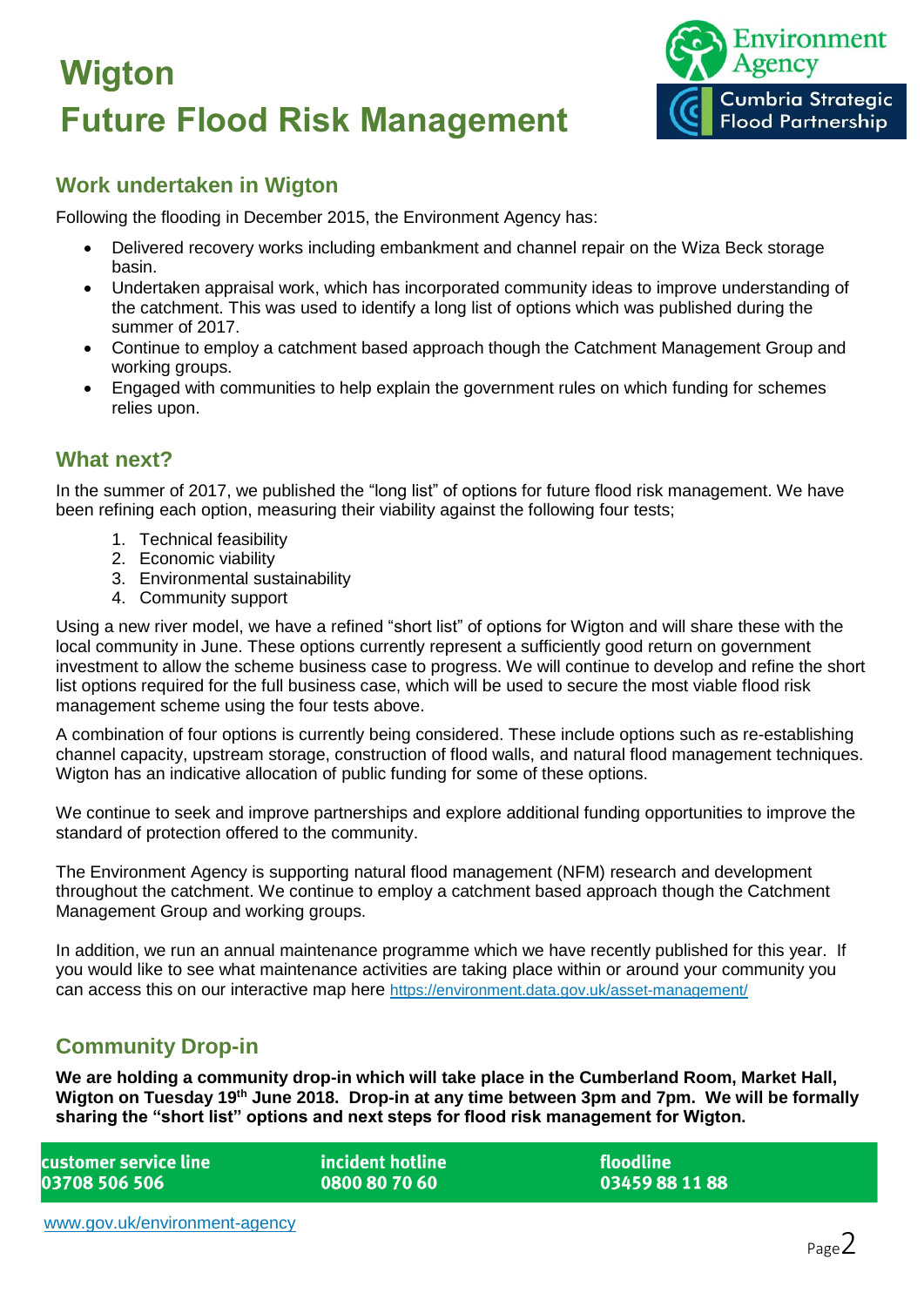# Wigton
# Future Flood Risk Management

Environment Agency
Cumbria Strategic Flood Partnership

## Work undertaken in Wigton

Following the flooding in December 2015, the Environment Agency has:

- Delivered recovery works including embankment and channel repair on the Wiza Beck storage basin.
- Undertaken appraisal work, which has incorporated community ideas to improve understanding of the catchment. This was used to identify a long list of options which was published during the summer of 2017.
- Continue to employ a catchment based approach though the Catchment Management Group and working groups.
- Engaged with communities to help explain the government rules on which funding for schemes relies upon.

## What next?

In the summer of 2017, we published the "long list" of options for future flood risk management. We have been refining each option, measuring their viability against the following four tests;

1. Technical feasibility
2. Economic viability
3. Environmental sustainability
4. Community support

Using a new river model, we have a refined "short list" of options for Wigton and will share these with the local community in June. These options currently represent a sufficiently good return on government investment to allow the scheme business case to progress. We will continue to develop and refine the short list options required for the full business case, which will be used to secure the most viable flood risk management scheme using the four tests above.

A combination of four options is currently being considered. These include options such as re-establishing channel capacity, upstream storage, construction of flood walls, and natural flood management techniques. Wigton has an indicative allocation of public funding for some of these options.

We continue to seek and improve partnerships and explore additional funding opportunities to improve the standard of protection offered to the community.

The Environment Agency is supporting natural flood management (NFM) research and development throughout the catchment. We continue to employ a catchment based approach though the Catchment Management Group and working groups.

In addition, we run an annual maintenance programme which we have recently published for this year. If you would like to see what maintenance activities are taking place within or around your community you can access this on our interactive map here https://environment.data.gov.uk/asset-management/

## Community Drop-in

**We are holding a community drop-in which will take place in the Cumberland Room, Market Hall, Wigton on Tuesday 19th June 2018. Drop-in at any time between 3pm and 7pm. We will be formally sharing the "short list" options and next steps for flood risk management for Wigton.**

| customer service line | incident hotline | floodline |
| --- | --- | --- |
| 03708 506 506 | 0800 80 70 60 | 03459 88 11 88 |

www.gov.uk/environment-agency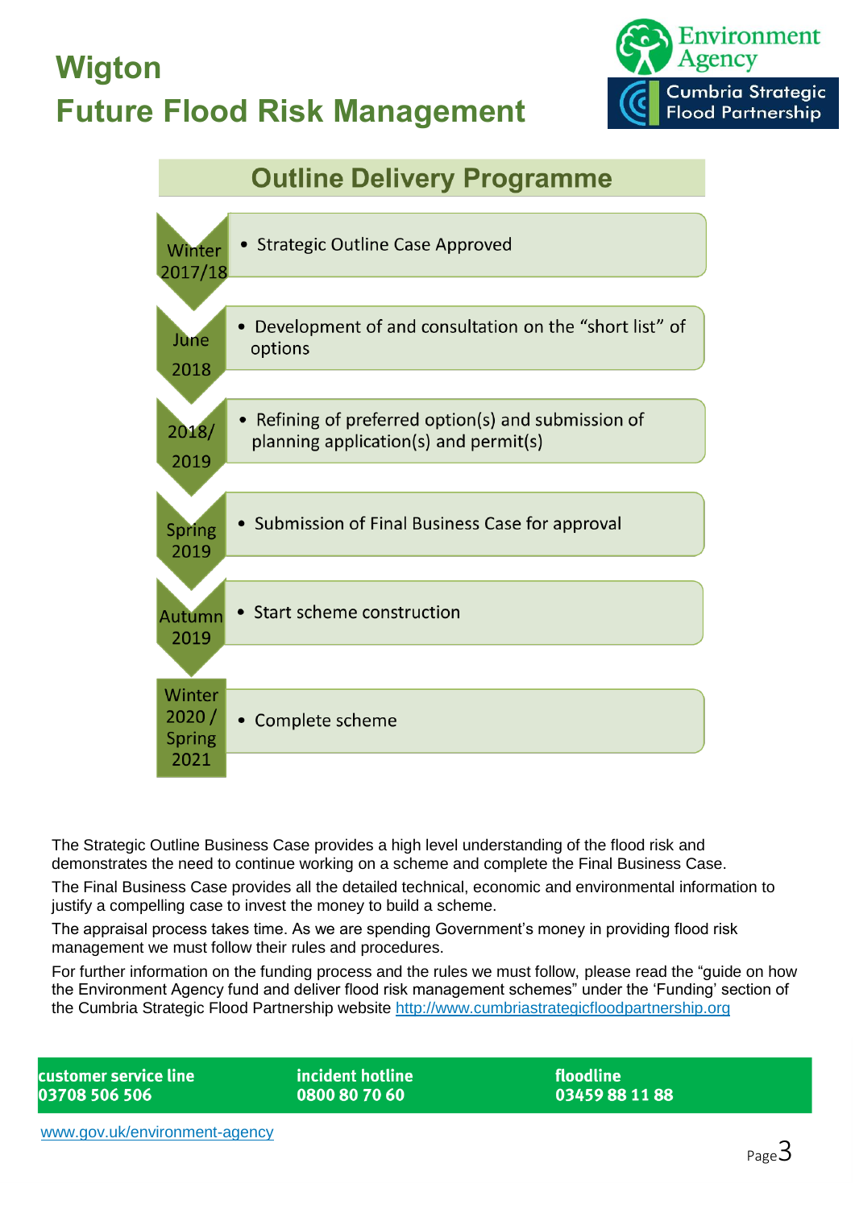# Wigton
# Future Flood Risk Management

## Outline Delivery Programme

| Date | Activity |
|---|---|
| Winter 2017/18 | • Strategic Outline Case Approved |
| June 2018 | • Development of and consultation on the “short list” of options |
| 2018/ 2019 | • Refining of preferred option(s) and submission of planning application(s) and permit(s) |
| Spring 2019 | • Submission of Final Business Case for approval |
| Autumn 2019 | • Start scheme construction |
| Winter 2020 / Spring 2021 | • Complete scheme |

The Strategic Outline Business Case provides a high level understanding of the flood risk and demonstrates the need to continue working on a scheme and complete the Final Business Case.

The Final Business Case provides all the detailed technical, economic and environmental information to justify a compelling case to invest the money to build a scheme.

The appraisal process takes time. As we are spending Government's money in providing flood risk management we must follow their rules and procedures.

For further information on the funding process and the rules we must follow, please read the “guide on how the Environment Agency fund and deliver flood risk management schemes” under the ‘Funding’ section of the Cumbria Strategic Flood Partnership website http://www.cumbriastrategicfloodpartnership.org

**customer service line** 03708 506 506 | **incident hotline** 0800 80 70 60 | **floodline** 03459 88 11 88

www.gov.uk/environment-agency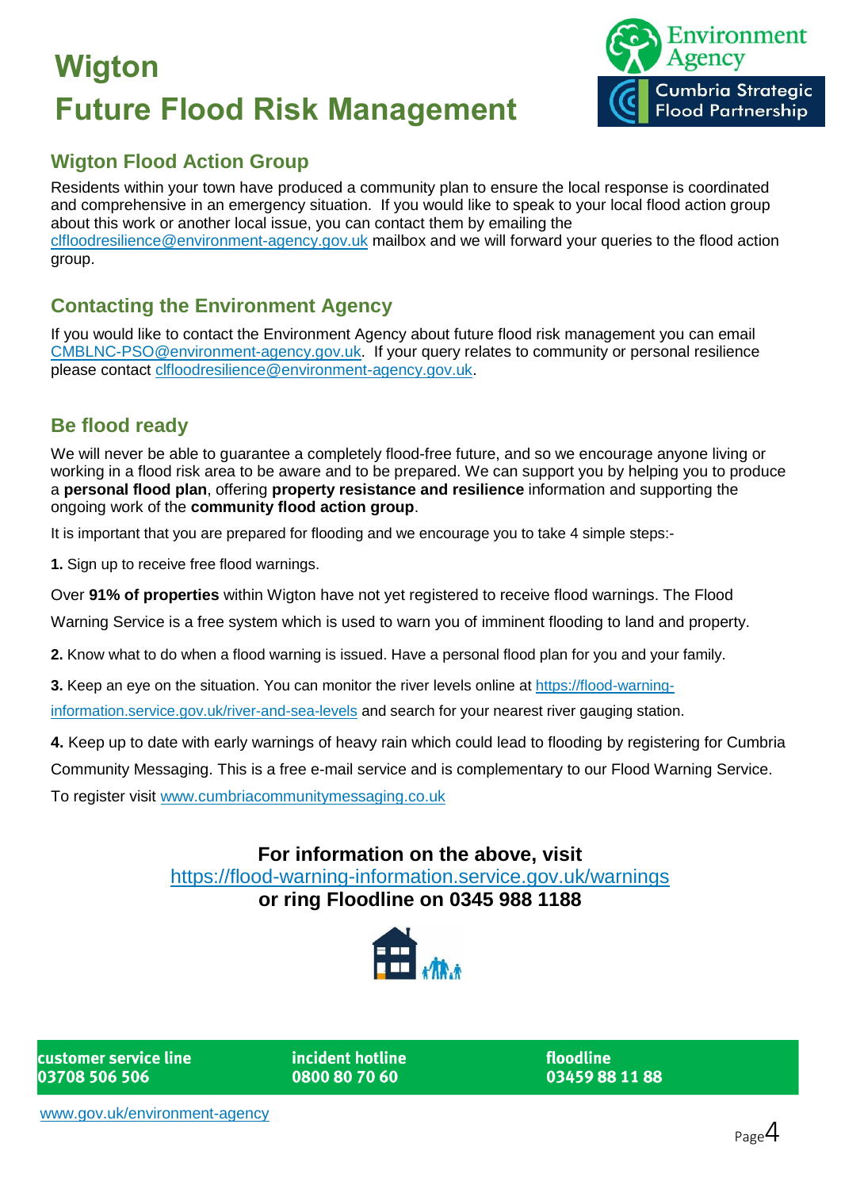# Wigton
# Future Flood Risk Management

## Wigton Flood Action Group

Residents within your town have produced a community plan to ensure the local response is coordinated and comprehensive in an emergency situation. If you would like to speak to your local flood action group about this work or another local issue, you can contact them by emailing the clfloodresilience@environment-agency.gov.uk mailbox and we will forward your queries to the flood action group.

## Contacting the Environment Agency

If you would like to contact the Environment Agency about future flood risk management you can email CMBLNC-PSO@environment-agency.gov.uk. If your query relates to community or personal resilience please contact clfloodresilience@environment-agency.gov.uk.

## Be flood ready

We will never be able to guarantee a completely flood-free future, and so we encourage anyone living or working in a flood risk area to be aware and to be prepared. We can support you by helping you to produce a **personal flood plan**, offering **property resistance and resilience** information and supporting the ongoing work of the **community flood action group**.

It is important that you are prepared for flooding and we encourage you to take 4 simple steps:-

**1.** Sign up to receive free flood warnings.

Over **91% of properties** within Wigton have not yet registered to receive flood warnings. The Flood Warning Service is a free system which is used to warn you of imminent flooding to land and property.

**2.** Know what to do when a flood warning is issued. Have a personal flood plan for you and your family.

**3.** Keep an eye on the situation. You can monitor the river levels online at https://flood-warning-information.service.gov.uk/river-and-sea-levels and search for your nearest river gauging station.

**4.** Keep up to date with early warnings of heavy rain which could lead to flooding by registering for Cumbria Community Messaging. This is a free e-mail service and is complementary to our Flood Warning Service. To register visit www.cumbriacommunitymessaging.co.uk

**For information on the above, visit**
https://flood-warning-information.service.gov.uk/warnings
**or ring Floodline on 0345 988 1188**

**customer service line**
**03708 506 506**

**incident hotline**
**0800 80 70 60**

**floodline**
**03459 88 11 88**

www.gov.uk/environment-agency